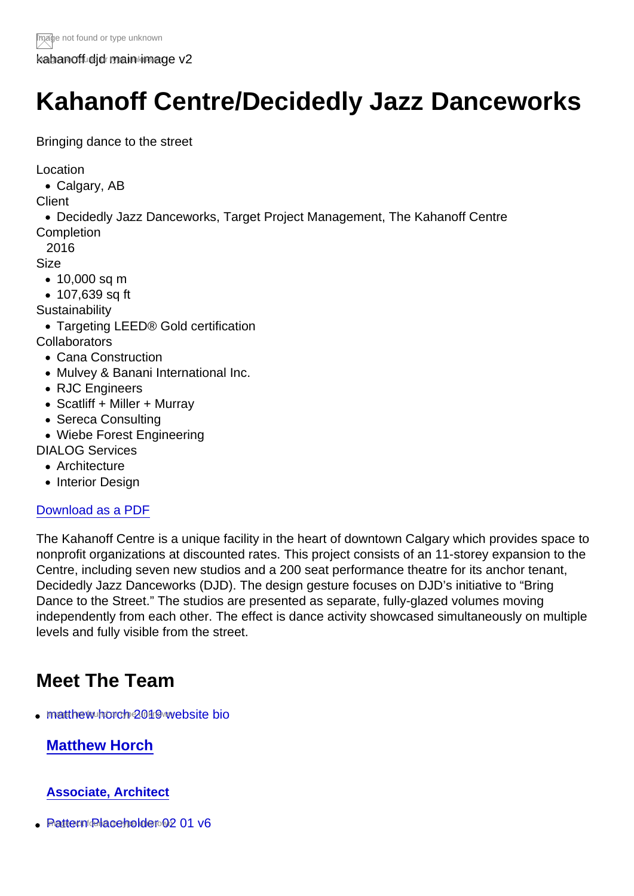kahanoff djd main image v2

# Kahanoff Centre/Decidedly Jazz Danceworks

Bringing dance to the street

Location
- Calgary, AB

Client
- Decidedly Jazz Danceworks, Target Project Management, The Kahanoff Centre

Completion
  2016

Size
- 10,000 sq m
- 107,639 sq ft

Sustainability
- Targeting LEED® Gold certification

Collaborators
- Cana Construction
- Mulvey & Banani International Inc.
- RJC Engineers
- Scatliff + Miller + Murray
- Sereca Consulting
- Wiebe Forest Engineering

DIALOG Services
- Architecture
- Interior Design

Download as a PDF

The Kahanoff Centre is a unique facility in the heart of downtown Calgary which provides space to nonprofit organizations at discounted rates. This project consists of an 11-storey expansion to the Centre, including seven new studios and a 200 seat performance theatre for its anchor tenant, Decidedly Jazz Danceworks (DJD). The design gesture focuses on DJD's initiative to "Bring Dance to the Street." The studios are presented as separate, fully-glazed volumes moving independently from each other. The effect is dance activity showcased simultaneously on multiple levels and fully visible from the street.

## Meet The Team

- matthew horch 2019 website bio

  **Matthew Horch**

  **Associate, Architect**

- Pattern Placeholder 02 01 v6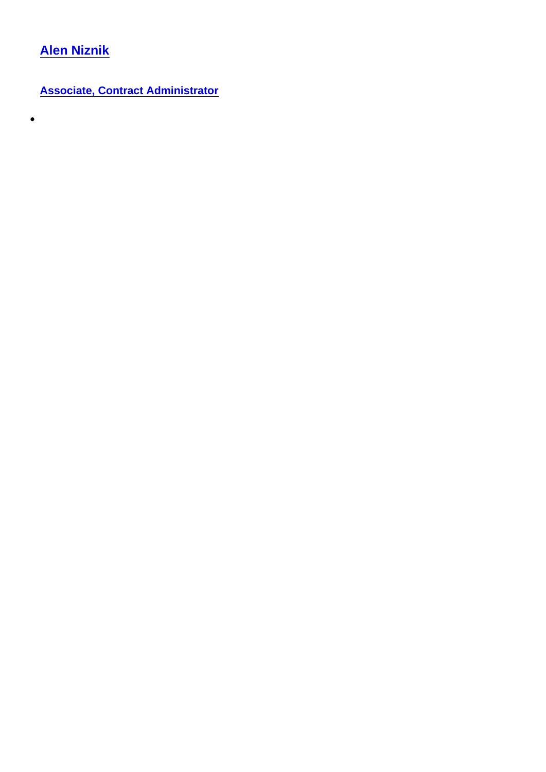[Alen Niznik]

[Associate, Contract Administrator]

-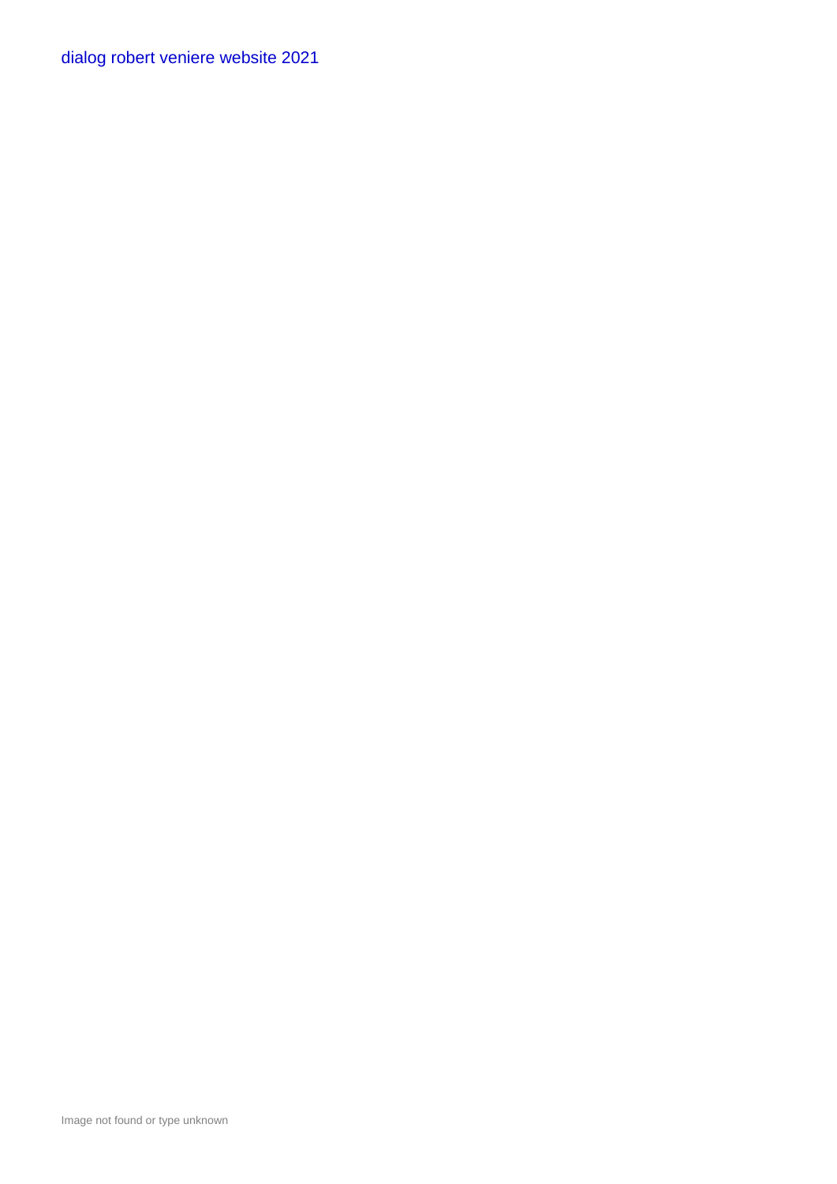dialog robert veniere website 2021

Image not found or type unknown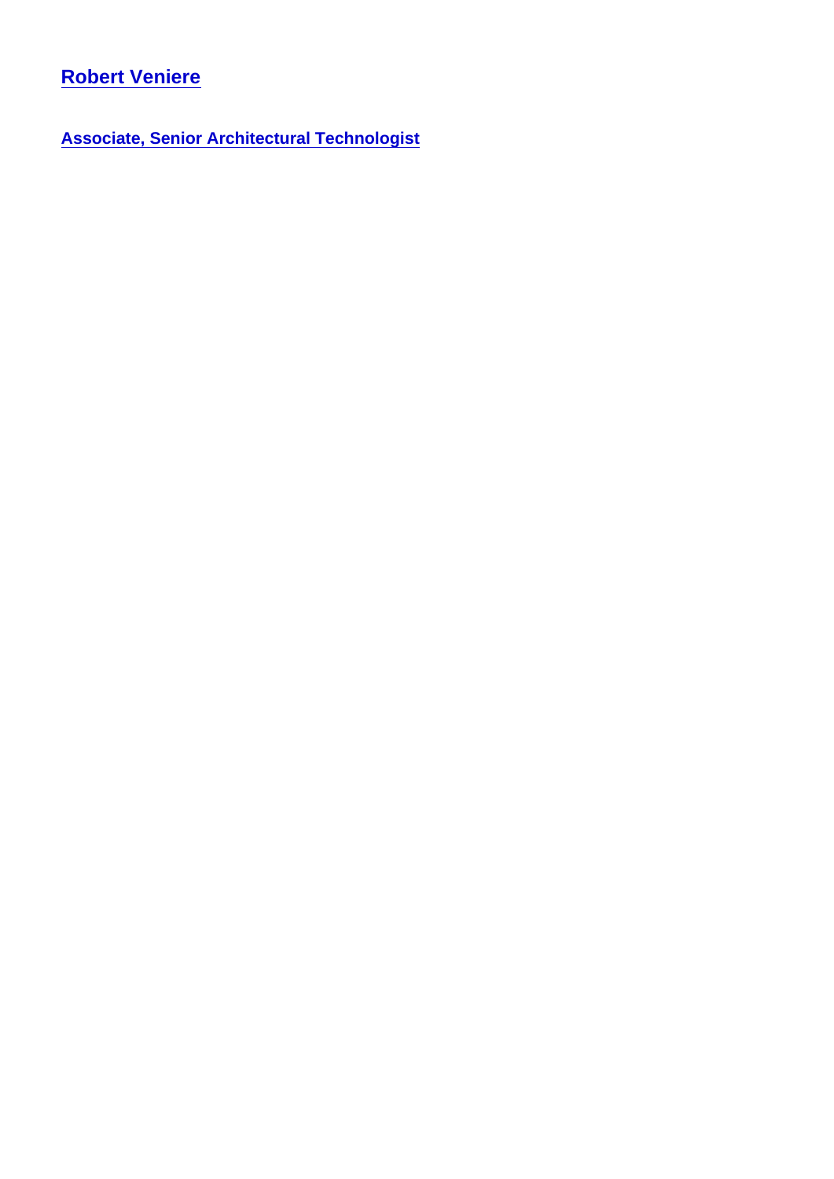[Robert Veniere]

[Associate, Senior Architectural Technologist]